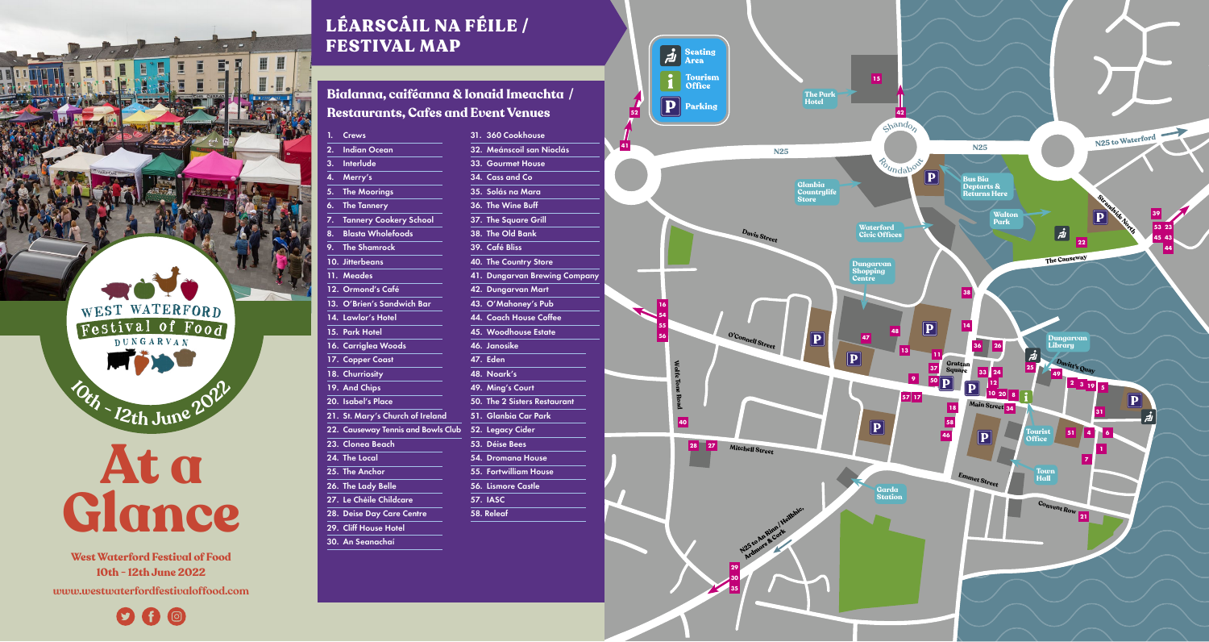West Waterford Festival of Food

Dungarvan

10th - 12th June 2022

# At a Glance

**West Waterford Festival of Food**
**10th - 12th June 2022**

www.westwaterfordfestivaloffood.com

## LÉARSCÁIL NA FÉILE / FESTIVAL MAP

### Bialanna, caiféanna & Ionaid Imeachta / Restaurants, Cafes and Event Venues

1. Crews
2. Indian Ocean
3. Interlude
4. Merry's
5. The Moorings
6. The Tannery
7. Tannery Cookery School
8. Blasta Wholefoods
9. The Shamrock
10. Jitterbeans
11. Meades
12. Ormond's Café
13. O'Brien's Sandwich Bar
14. Lawlor's Hotel
15. Park Hotel
16. Carriglea Woods
17. Copper Coast
18. Churriosity
19. And Chips
20. Isabel's Place
21. St. Mary's Church of Ireland
22. Causeway Tennis and Bowls Club
23. Clonea Beach
24. The Local
25. The Anchor
26. The Lady Belle
27. Le Chéile Childcare
28. Deise Day Care Centre
29. Cliff House Hotel
30. An Seanachaí
31. 360 Cookhouse
32. Meánscoil san Nioclás
33. Gourmet House
34. Cass and Co
35. Solás na Mara
36. The Wine Buff
37. The Square Grill
38. The Old Bank
39. Café Bliss
40. The Country Store
41. Dungarvan Brewing Company
42. Dungarvan Mart
43. O'Mahoney's Pub
44. Coach House Coffee
45. Woodhouse Estate
46. Janosike
47. Eden
48. Noark's
49. Ming's Court
50. The 2 Sisters Restaurant
51. Glanbia Car Park
52. Legacy Cider
53. Déise Bees
54. Dromana House
55. Fortwilliam House
56. Lismore Castle
57. IASC
58. Releaf

Seating Area

Tourism Office

Parking

The Park Hotel · Shandon Roundabout · N25 · N25 to Waterford · Glanbia Countrylife Store · Bus Bia Departs & Returns Here · Walton Park · Strandside North · The Causeway · Davis Street · Waterford Civic Offices · Dungarvan Shopping Centre · O'Connell Street · Wolfe Tone Road · Grattan Square · Dungarvan Library · Davitt's Quay · Main Street · Tourist Office · Town Hall · Mitchell Street · Emmet Street · Convent Row · Garda Station · N25 to An Rinn / Heilbhic, Ardmore & Cork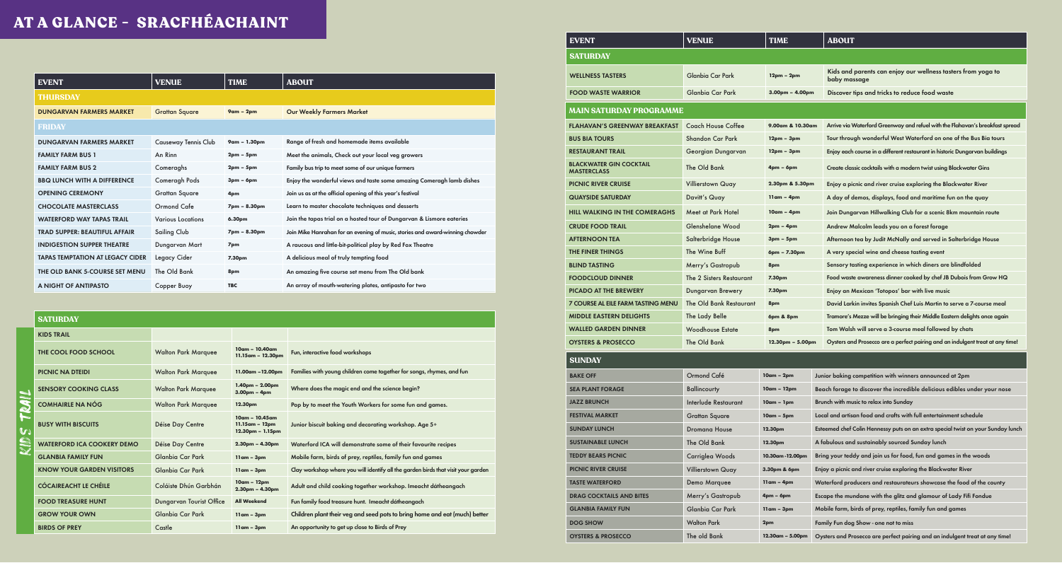# AT A GLANCE - SRACFHÉACHAINT

| EVENT | VENUE | TIME | ABOUT |
|---|---|---|---|
| **THURSDAY** | | | |
| DUNGARVAN FARMERS MARKET | Grattan Square | 9am – 2pm | Our Weekly Farmers Market |
| **FRIDAY** | | | |
| DUNGARVAN FARMERS MARKET | Causeway Tennis Club | 9am – 1.30pm | Range of fresh and homemade items available |
| FAMILY FARM BUS 1 | An Rinn | 2pm – 5pm | Meet the animals, Check out your local veg growers |
| FAMILY FARM BUS 2 | Comeraghs | 2pm – 5pm | Family bus trip to meet some of our unique farmers |
| BBQ LUNCH WITH A DIFFERENCE | Comeragh Pods | 3pm – 6pm | Enjoy the wonderful views and taste some amazing Comeragh lamb dishes |
| OPENING CEREMONY | Grattan Square | 4pm | Join us at the official opening of this year's festival |
| CHOCOLATE MASTERCLASS | Ormond Cafe | 7pm – 8.30pm | Learn to master chocolate techniques and desserts |
| WATERFORD WAY TAPAS TRAIL | Various Locations | 6.30pm | Join the tapas trial on a hosted tour of Dungarvan & Lismore eateries |
| TRAD SUPPER: BEAUTIFUL AFFAIR | Sailing Club | 7pm – 8.30pm | Join Mike Hanrahan for an evening of music, stories and award-winning chowder |
| INDIGESTION SUPPER THEATRE | Dungarvan Mart | 7pm | A raucous and little-bit-political play by Red Fox Theatre |
| TAPAS TEMPTATION AT LEGACY CIDER | Legacy Cider | 7.30pm | A delicious meal of truly tempting food |
| THE OLD BANK 5-COURSE SET MENU | The Old Bank | 8pm | An amazing five course set menu from The Old bank |
| A NIGHT OF ANTIPASTO | Copper Buoy | TBC | An array of mouth-watering plates, antipasto for two |

## KIDS TRAIL

| SATURDAY | | | |
|---|---|---|---|
| KIDS TRAIL | | | |
| THE COOL FOOD SCHOOL | Walton Park Marquee | 10am – 10.40am<br>11.15am – 12.30pm | Fun, interactive food workshops |
| PICNIC NA DTEIDI | Walton Park Marquee | 11.00am –12.00pm | Families with young children come together for songs, rhymes, and fun |
| SENSORY COOKING CLASS | Walton Park Marquee | 1.40pm – 2.00pm<br>3.00pm – 4pm | Where does the magic end and the science begin? |
| COMHAIRLE NA NÓG | Walton Park Marquee | 12.30pm | Pop by to meet the Youth Workers for some fun and games. |
| BUSY WITH BISCUITS | Déise Day Centre | 10am – 10.45am<br>11.15am – 12pm<br>12.30pm – 1.15pm | Junior biscuit baking and decorating workshop. Age 5+ |
| WATERFORD ICA COOKERY DEMO | Déise Day Centre | 2.30pm – 4.30pm | Waterford ICA will demonstrate some of their favourite recipes |
| GLANBIA FAMILY FUN | Glanbia Car Park | 11am – 3pm | Mobile farm, birds of prey, reptiles, family fun and games |
| KNOW YOUR GARDEN VISITORS | Glanbia Car Park | 11am – 3pm | Clay workshop where you will identify all the garden birds that visit your garden |
| CÓCAIREACHT LE CHÉILE | Coláiste Dhún Garbhán | 10am – 12pm<br>2.30pm – 4.30pm | Adult and child cooking together workshop. Imeacht dátheangach |
| FOOD TREASURE HUNT | Dungarvan Tourist Office | All Weekend | Fun family food treasure hunt. Imeacht dátheangach |
| GROW YOUR OWN | Glanbia Car Park | 11am – 3pm | Children plant their veg and seed pots to bring home and eat (much) better |
| BIRDS OF PREY | Castle | 11am – 3pm | An opportunity to get up close to Birds of Prey |

| EVENT | VENUE | TIME | ABOUT |
|---|---|---|---|
| **SATURDAY** | | | |
| WELLNESS TASTERS | Glanbia Car Park | 12pm – 2pm | Kids and parents can enjoy our wellness tasters from yoga to baby massage |
| FOOD WASTE WARRIOR | Glanbia Car Park | 3.00pm – 4.00pm | Discover tips and tricks to reduce food waste |
| **MAIN SATURDAY PROGRAMME** | | | |
| FLAHAVAN'S GREENWAY BREAKFAST | Coach House Coffee | 9.00am & 10.30am | Arrive via Waterford Greenway and refuel with the Flahavan's breakfast spread |
| BUS BIA TOURS | Shandon Car Park | 12pm – 3pm | Tour through wonderful West Waterford on one of the Bus Bia tours |
| RESTAURANT TRAIL | Georgian Dungarvan | 12pm – 3pm | Enjoy each course in a different restaurant in historic Dungarvan buildings |
| BLACKWATER GIN COCKTAIL MASTERCLASS | The Old Bank | 4pm – 6pm | Create classic cocktails with a modern twist using Blackwater Gins |
| PICNIC RIVER CRUISE | Villierstown Quay | 2.30pm & 5.30pm | Enjoy a picnic and river cruise exploring the Blackwater River |
| QUAYSIDE SATURDAY | Davitt's Quay | 11am – 4pm | A day of demos, displays, food and maritime fun on the quay |
| HILL WALKING IN THE COMERAGHS | Meet at Park Hotel | 10am – 4pm | Join Dungarvan Hillwalking Club for a scenic 8km mountain route |
| CRUDE FOOD TRAIL | Glenshelane Wood | 2pm – 4pm | Andrew Malcolm leads you on a forest forage |
| AFTERNOON TEA | Salterbridge House | 3pm – 5pm | Afternoon tea by Judit McNally and served in Salterbridge House |
| THE FINER THINGS | The Wine Buff | 6pm – 7.30pm | A very special wine and cheese tasting event |
| BLIND TASTING | Merry's Gastropub | 8pm | Sensory tasting experience in which diners are blindfolded |
| FOODCLOUD DINNER | The 2 Sisters Restaurant | 7.30pm | Food waste awareness dinner cooked by chef JB Dubois from Grow HQ |
| PICADO AT THE BREWERY | Dungarvan Brewery | 7.30pm | Enjoy an Mexican 'Totopos' bar with live music |
| 7 COURSE AL EILE FARM TASTING MENU | The Old Bank Restaurant | 8pm | David Larkin invites Spanish Chef Luis Martin to serve a 7-course meal |
| MIDDLE EASTERN DELIGHTS | The Lady Belle | 6pm & 8pm | Tramore's Mezze will be bringing their Middle Eastern delights once again |
| WALLED GARDEN DINNER | Woodhouse Estate | 8pm | Tom Walsh will serve a 3-course meal followed by chats |
| OYSTERS & PROSECCO | The Old Bank | 12.30pm – 5.00pm | Oysters and Prosecco are a perfect pairing and an indulgent treat at any time! |
| **SUNDAY** | | | |
| BAKE OFF | Ormond Café | 10am – 2pm | Junior baking competition with winners announced at 2pm |
| SEA PLANT FORAGE | Ballincourty | 10am – 12pm | Beach forage to discover the incredible delicious edibles under your nose |
| JAZZ BRUNCH | Interlude Restaurant | 10am – 1pm | Brunch with music to relax into Sunday |
| FESTIVAL MARKET | Grattan Square | 10am – 5pm | Local and artisan food and crafts with full entertainment schedule |
| SUNDAY LUNCH | Dromana House | 12.30pm | Esteemed chef Colin Hennessy puts on an extra special twist on your Sunday lunch |
| SUSTAINABLE LUNCH | The Old Bank | 12.30pm | A fabulous and sustainably sourced Sunday lunch |
| TEDDY BEARS PICNIC | Carriglea Woods | 10.30am -12.00pm | Bring your teddy and join us for food, fun and games in the woods |
| PICNIC RIVER CRUISE | Villierstown Quay | 3.30pm & 6pm | Enjoy a picnic and river cruise exploring the Blackwater River |
| TASTE WATERFORD | Demo Marquee | 11am – 4pm | Waterford producers and restaurateurs showcase the food of the county |
| DRAG COCKTAILS AND BITES | Merry's Gastropub | 4pm – 6pm | Escape the mundane with the glitz and glamour of Lady Fifi Fondue |
| GLANBIA FAMILY FUN | Glanbia Car Park | 11am – 3pm | Mobile farm, birds of prey, reptiles, family fun and games |
| DOG SHOW | Walton Park | 2pm | Family Fun dog Show - one not to miss |
| OYSTERS & PROSECCO | The old Bank | 12.30am – 5.00pm | Oysters and Prosecco are perfect pairing and an indulgent treat at any time! |